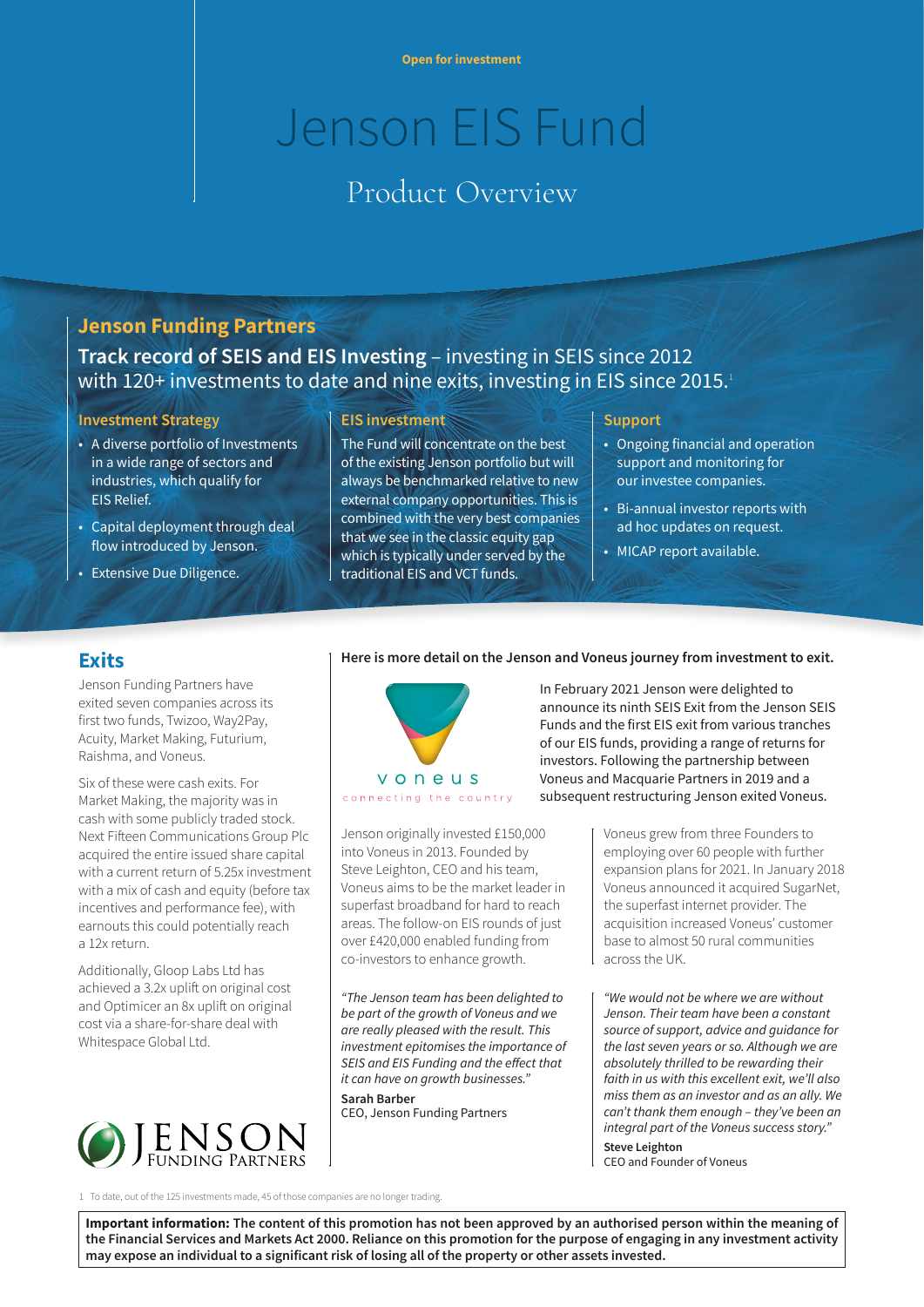Open for investment

# Jenson EIS Fund

## Product Overview

## Jenson Funding Partners

**Track record of SEIS and EIS Investing** – investing in SEIS since 2012 with 120+ investments to date and nine exits, investing in EIS since 2015.[1]

### Investment Strategy

- A diverse portfolio of Investments in a wide range of sectors and industries, which qualify for EIS Relief.
- Capital deployment through deal flow introduced by Jenson.
- Extensive Due Diligence.

### EIS investment

The Fund will concentrate on the best of the existing Jenson portfolio but will always be benchmarked relative to new external company opportunities. This is combined with the very best companies that we see in the classic equity gap which is typically under served by the traditional EIS and VCT funds.

### Support

- Ongoing financial and operation support and monitoring for our investee companies.
- Bi-annual investor reports with ad hoc updates on request.
- MICAP report available.

## Exits

Jenson Funding Partners have exited seven companies across its first two funds, Twizoo, Way2Pay, Acuity, Market Making, Futurium, Raishma, and Voneus.

Six of these were cash exits. For Market Making, the majority was in cash with some publicly traded stock. Next Fifteen Communications Group Plc acquired the entire issued share capital with a current return of 5.25x investment with a mix of cash and equity (before tax incentives and performance fee), with earnouts this could potentially reach a 12x return.

Additionally, Gloop Labs Ltd has achieved a 3.2x uplift on original cost and Optimicer an 8x uplift on original cost via a share-for-share deal with Whitespace Global Ltd.

JENSON FUNDING PARTNERS

**Here is more detail on the Jenson and Voneus journey from investment to exit.**

voneus
connecting the country

In February 2021 Jenson were delighted to announce its ninth SEIS Exit from the Jenson SEIS Funds and the first EIS exit from various tranches of our EIS funds, providing a range of returns for investors. Following the partnership between Voneus and Macquarie Partners in 2019 and a subsequent restructuring Jenson exited Voneus.

Jenson originally invested £150,000 into Voneus in 2013. Founded by Steve Leighton, CEO and his team, Voneus aims to be the market leader in superfast broadband for hard to reach areas. The follow-on EIS rounds of just over £420,000 enabled funding from co-investors to enhance growth.

*"The Jenson team has been delighted to be part of the growth of Voneus and we are really pleased with the result. This investment epitomises the importance of SEIS and EIS Funding and the effect that it can have on growth businesses."*

**Sarah Barber**
CEO, Jenson Funding Partners

Voneus grew from three Founders to employing over 60 people with further expansion plans for 2021. In January 2018 Voneus announced it acquired SugarNet, the superfast internet provider. The acquisition increased Voneus' customer base to almost 50 rural communities across the UK.

*"We would not be where we are without Jenson. Their team have been a constant source of support, advice and guidance for the last seven years or so. Although we are absolutely thrilled to be rewarding their faith in us with this excellent exit, we'll also miss them as an investor and as an ally. We can't thank them enough – they've been an integral part of the Voneus success story."*

**Steve Leighton**
CEO and Founder of Voneus

1 To date, out of the 125 investments made, 45 of those companies are no longer trading.

**Important information: The content of this promotion has not been approved by an authorised person within the meaning of the Financial Services and Markets Act 2000. Reliance on this promotion for the purpose of engaging in any investment activity may expose an individual to a significant risk of losing all of the property or other assets invested.**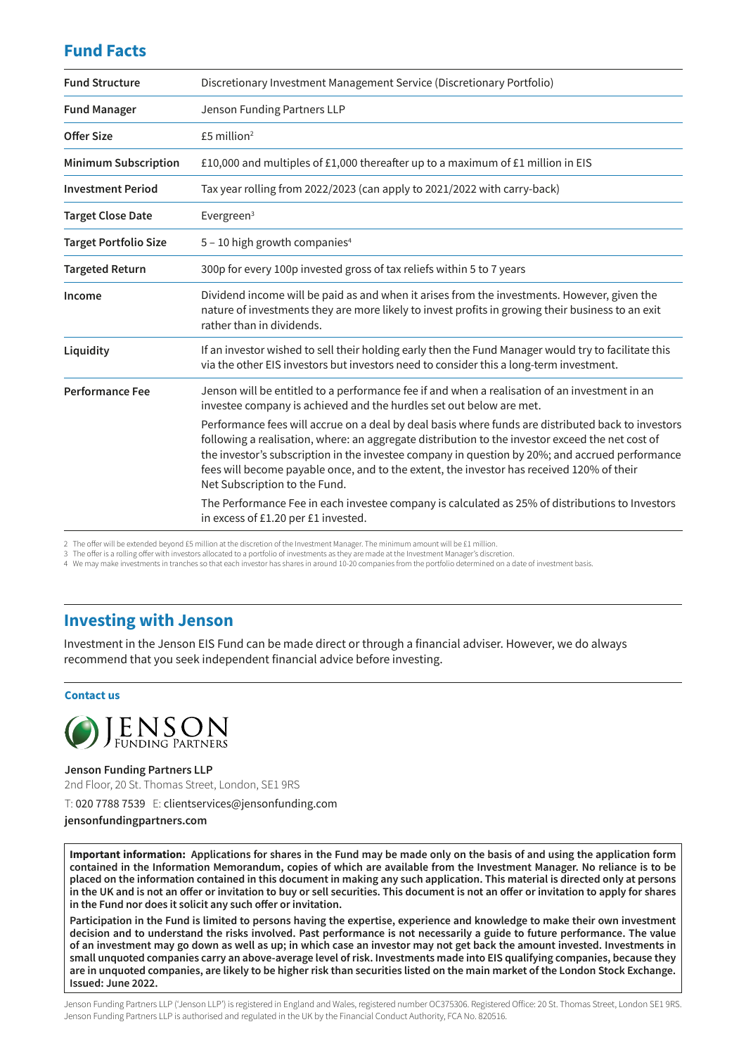## Fund Facts

| | |
|---|---|
| **Fund Structure** | Discretionary Investment Management Service (Discretionary Portfolio) |
| **Fund Manager** | Jenson Funding Partners LLP |
| **Offer Size** | £5 million[2] |
| **Minimum Subscription** | £10,000 and multiples of £1,000 thereafter up to a maximum of £1 million in EIS |
| **Investment Period** | Tax year rolling from 2022/2023 (can apply to 2021/2022 with carry-back) |
| **Target Close Date** | Evergreen[3] |
| **Target Portfolio Size** | 5 – 10 high growth companies[4] |
| **Targeted Return** | 300p for every 100p invested gross of tax reliefs within 5 to 7 years |
| **Income** | Dividend income will be paid as and when it arises from the investments. However, given the nature of investments they are more likely to invest profits in growing their business to an exit rather than in dividends. |
| **Liquidity** | If an investor wished to sell their holding early then the Fund Manager would try to facilitate this via the other EIS investors but investors need to consider this a long-term investment. |
| **Performance Fee** | Jenson will be entitled to a performance fee if and when a realisation of an investment in an investee company is achieved and the hurdles set out below are met.<br><br>Performance fees will accrue on a deal by deal basis where funds are distributed back to investors following a realisation, where: an aggregate distribution to the investor exceed the net cost of the investor's subscription in the investee company in question by 20%; and accrued performance fees will become payable once, and to the extent, the investor has received 120% of their Net Subscription to the Fund.<br><br>The Performance Fee in each investee company is calculated as 25% of distributions to Investors in excess of £1.20 per £1 invested. |

2 The offer will be extended beyond £5 million at the discretion of the Investment Manager. The minimum amount will be £1 million.
3 The offer is a rolling offer with investors allocated to a portfolio of investments as they are made at the Investment Manager's discretion.
4 We may make investments in tranches so that each investor has shares in around 10-20 companies from the portfolio determined on a date of investment basis.

## Investing with Jenson

Investment in the Jenson EIS Fund can be made direct or through a financial adviser. However, we do always recommend that you seek independent financial advice before investing.

**Contact us**

JENSON FUNDING PARTNERS

**Jenson Funding Partners LLP**
2nd Floor, 20 St. Thomas Street, London, SE1 9RS

T: 020 7788 7539 E: clientservices@jensonfunding.com

**jensonfundingpartners.com**

**Important information: Applications for shares in the Fund may be made only on the basis of and using the application form contained in the Information Memorandum, copies of which are available from the Investment Manager. No reliance is to be placed on the information contained in this document in making any such application. This material is directed only at persons in the UK and is not an offer or invitation to buy or sell securities. This document is not an offer or invitation to apply for shares in the Fund nor does it solicit any such offer or invitation.**

**Participation in the Fund is limited to persons having the expertise, experience and knowledge to make their own investment decision and to understand the risks involved. Past performance is not necessarily a guide to future performance. The value of an investment may go down as well as up; in which case an investor may not get back the amount invested. Investments in small unquoted companies carry an above-average level of risk. Investments made into EIS qualifying companies, because they are in unquoted companies, are likely to be higher risk than securities listed on the main market of the London Stock Exchange. Issued: June 2022.**

Jenson Funding Partners LLP ('Jenson LLP') is registered in England and Wales, registered number OC375306. Registered Office: 20 St. Thomas Street, London SE1 9RS. Jenson Funding Partners LLP is authorised and regulated in the UK by the Financial Conduct Authority, FCA No. 820516.